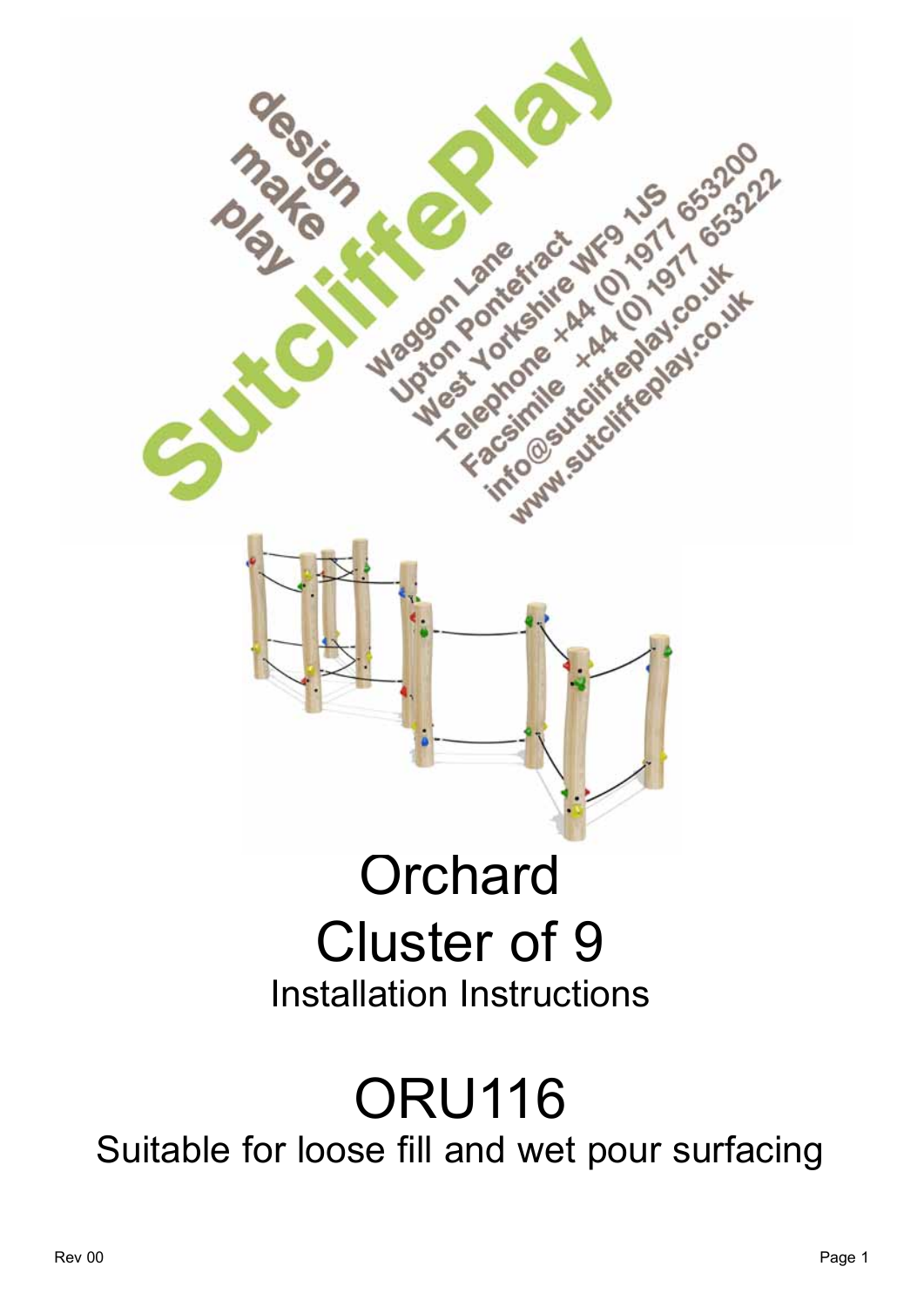design
make
play

SutcliffePlay

Waggon Lane
Upton Pontefract
West Yorkshire WF9 1JS
Telephone +44 (0) 1977 653200
Facsimile +44 (0) 1977 653222
info@sutcliffeplay.co.uk
www.sutcliffeplay.co.uk

# Orchard
# Cluster of 9
## Installation Instructions

# ORU116
## Suitable for loose fill and wet pour surfacing

Rev 00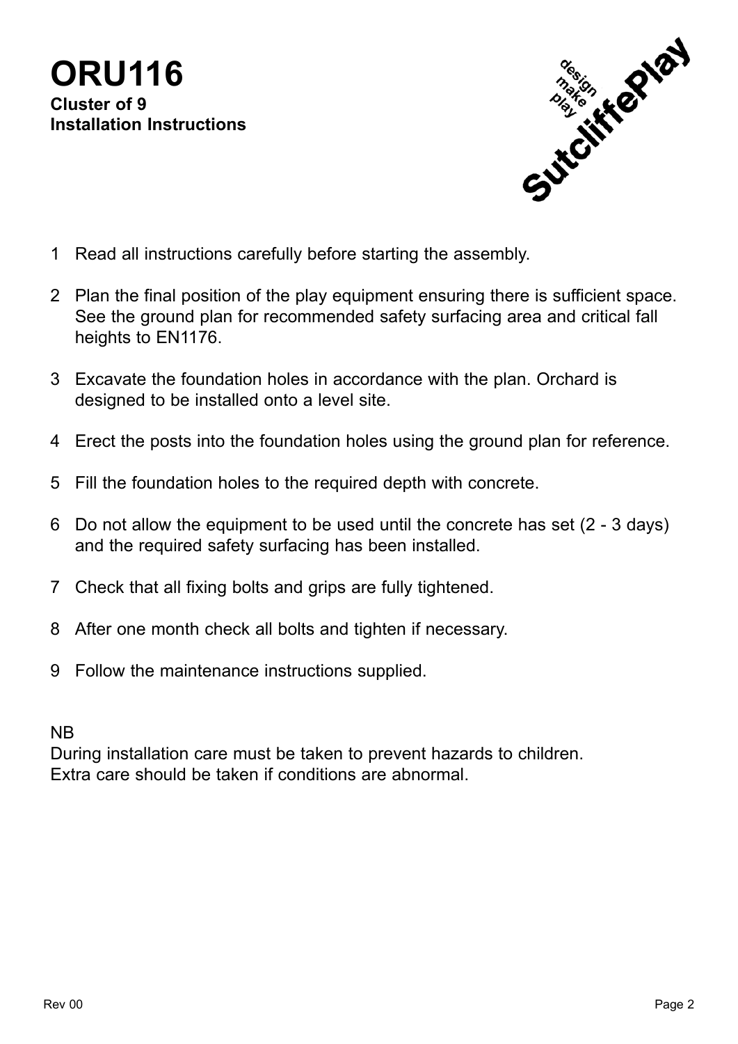# ORU116

**Cluster of 9**
**Installation Instructions**

1. Read all instructions carefully before starting the assembly.
2. Plan the final position of the play equipment ensuring there is sufficient space. See the ground plan for recommended safety surfacing area and critical fall heights to EN1176.
3. Excavate the foundation holes in accordance with the plan. Orchard is designed to be installed onto a level site.
4. Erect the posts into the foundation holes using the ground plan for reference.
5. Fill the foundation holes to the required depth with concrete.
6. Do not allow the equipment to be used until the concrete has set (2 - 3 days) and the required safety surfacing has been installed.
7. Check that all fixing bolts and grips are fully tightened.
8. After one month check all bolts and tighten if necessary.
9. Follow the maintenance instructions supplied.

NB
During installation care must be taken to prevent hazards to children.
Extra care should be taken if conditions are abnormal.

Rev 00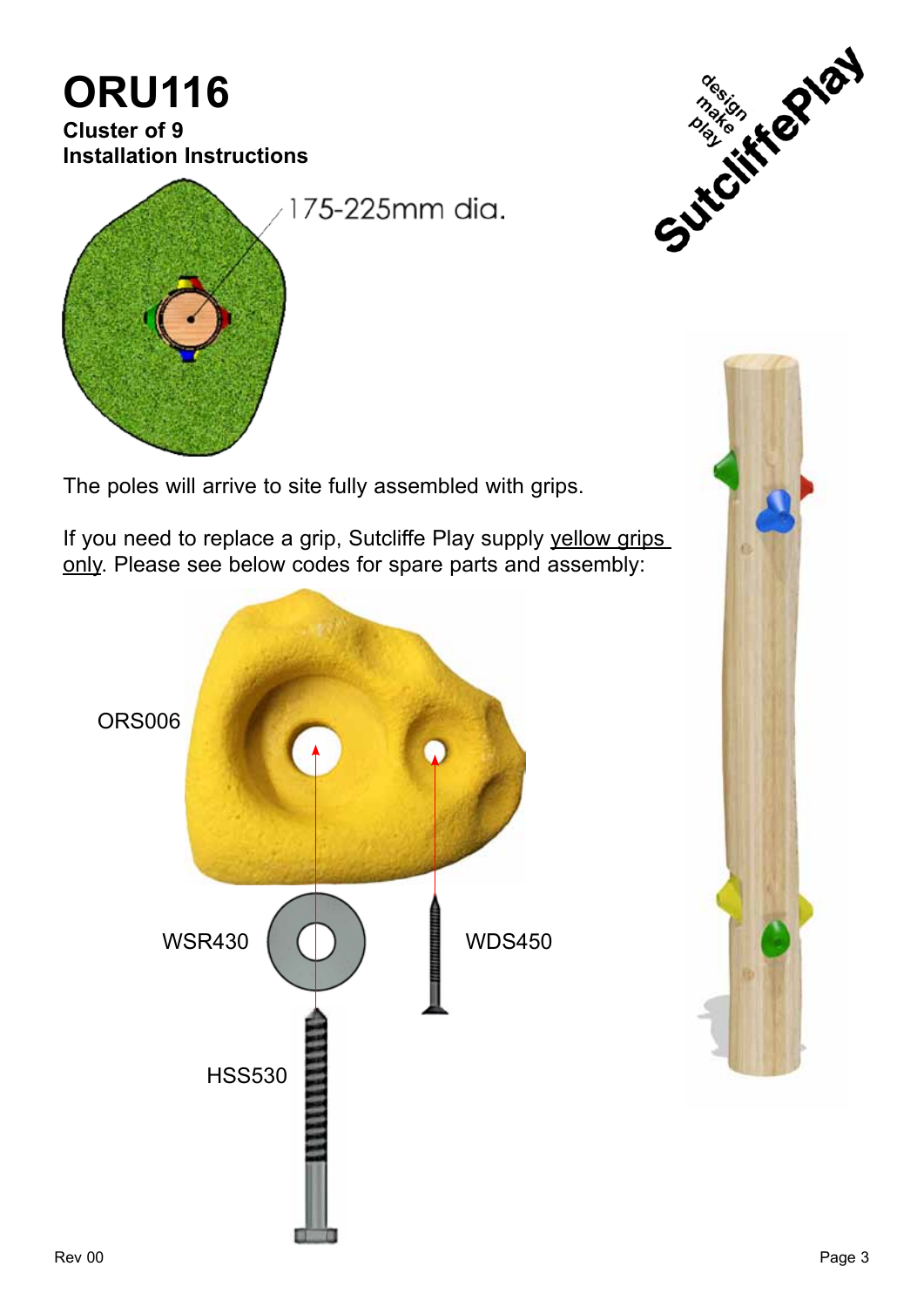# ORU116

**Cluster of 9**
**Installation Instructions**

175-225mm dia.

The poles will arrive to site fully assembled with grips.

If you need to replace a grip, Sutcliffe Play supply yellow grips only. Please see below codes for spare parts and assembly:

ORS006

WSR430

WDS450

HSS530

Rev 00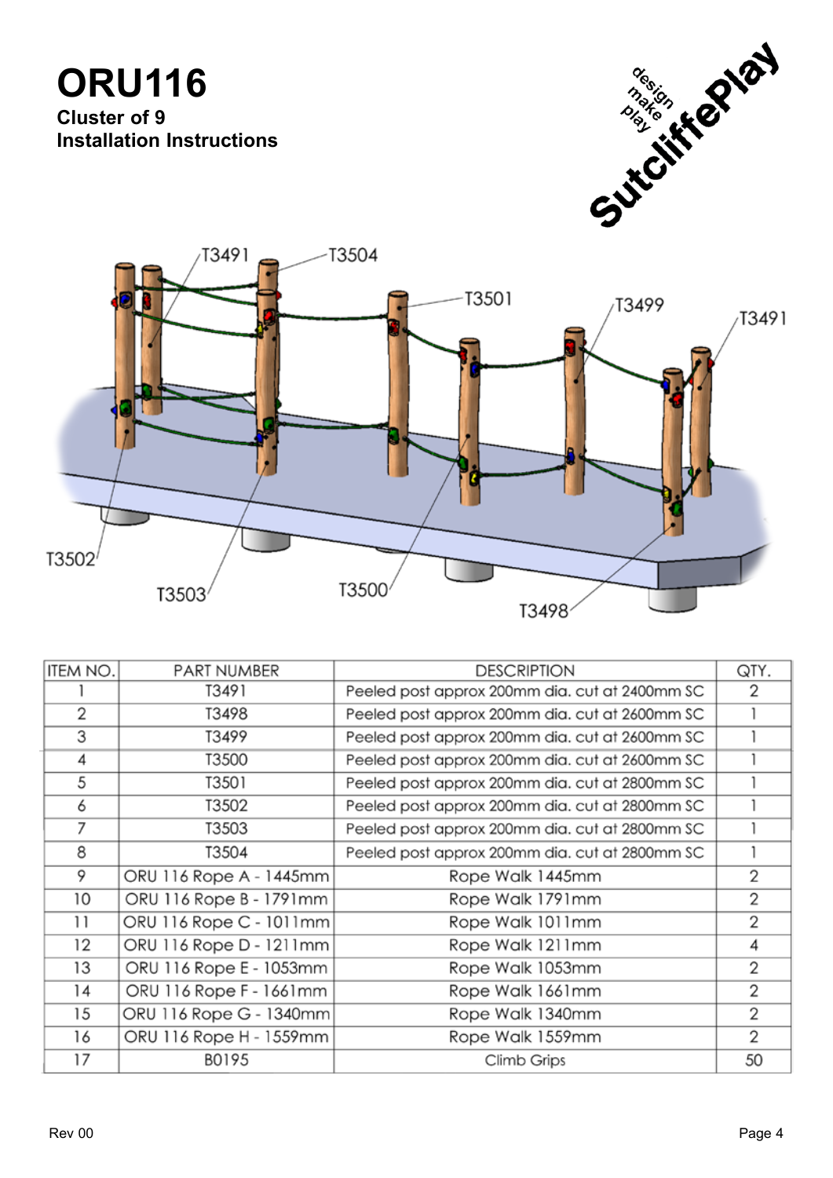# ORU116

**Cluster of 9**
**Installation Instructions**

| ITEM NO. | PART NUMBER | DESCRIPTION | QTY. |
|---|---|---|---|
| 1 | T3491 | Peeled post approx 200mm dia. cut at 2400mm SC | 2 |
| 2 | T3498 | Peeled post approx 200mm dia. cut at 2600mm SC | 1 |
| 3 | T3499 | Peeled post approx 200mm dia. cut at 2600mm SC | 1 |
| 4 | T3500 | Peeled post approx 200mm dia. cut at 2600mm SC | 1 |
| 5 | T3501 | Peeled post approx 200mm dia. cut at 2800mm SC | 1 |
| 6 | T3502 | Peeled post approx 200mm dia. cut at 2800mm SC | 1 |
| 7 | T3503 | Peeled post approx 200mm dia. cut at 2800mm SC | 1 |
| 8 | T3504 | Peeled post approx 200mm dia. cut at 2800mm SC | 1 |
| 9 | ORU 116 Rope A - 1445mm | Rope Walk 1445mm | 2 |
| 10 | ORU 116 Rope B - 1791mm | Rope Walk 1791mm | 2 |
| 11 | ORU 116 Rope C - 1011mm | Rope Walk 1011mm | 2 |
| 12 | ORU 116 Rope D - 1211mm | Rope Walk 1211mm | 4 |
| 13 | ORU 116 Rope E - 1053mm | Rope Walk 1053mm | 2 |
| 14 | ORU 116 Rope F - 1661mm | Rope Walk 1661mm | 2 |
| 15 | ORU 116 Rope G - 1340mm | Rope Walk 1340mm | 2 |
| 16 | ORU 116 Rope H - 1559mm | Rope Walk 1559mm | 2 |
| 17 | B0195 | Climb Grips | 50 |

Rev 00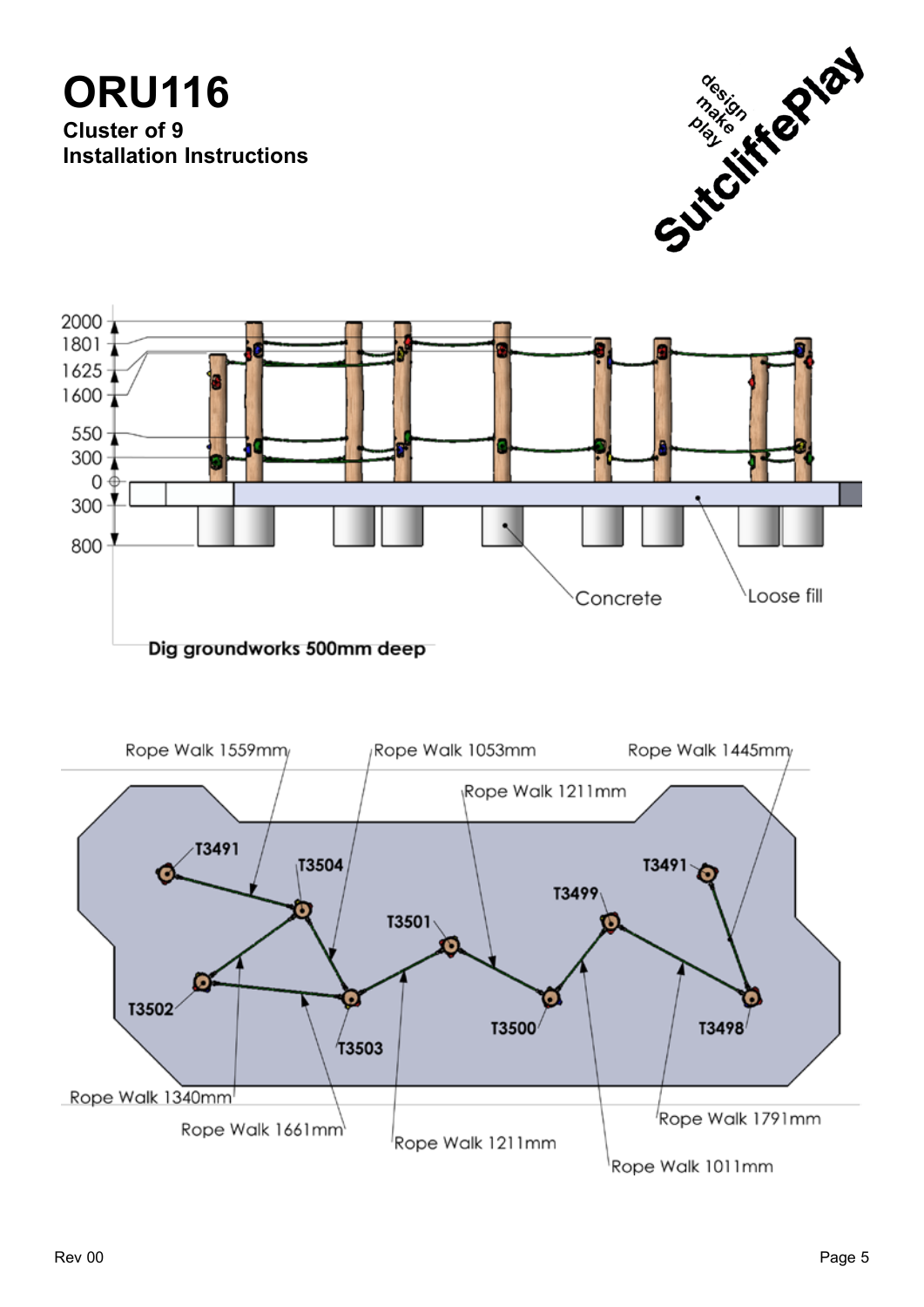# ORU116

**Cluster of 9**
**Installation Instructions**

2000
1801
1625
1600
550
300
0
300
800

Concrete

Loose fill

Dig groundworks 500mm deep

Rope Walk 1559mm
Rope Walk 1053mm
Rope Walk 1445mm
Rope Walk 1211mm

T3491
T3504
T3491
T3499
T3501
T3502
T3503
T3500
T3498

Rope Walk 1340mm
Rope Walk 1661mm
Rope Walk 1211mm
Rope Walk 1791mm
Rope Walk 1011mm

Rev 00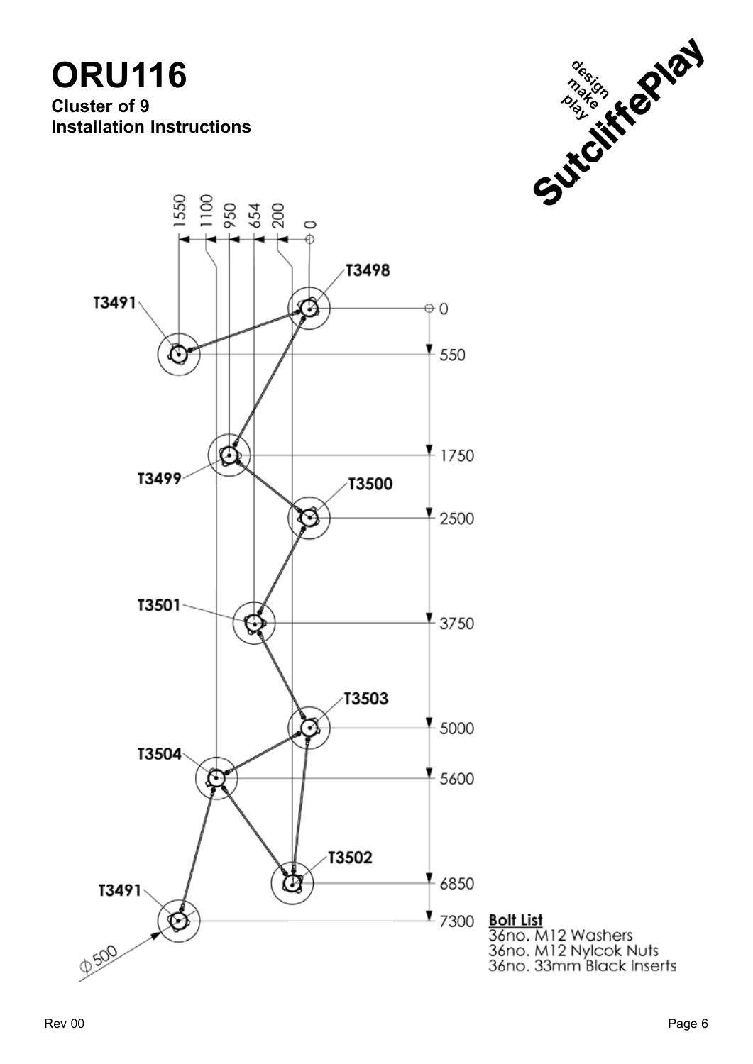# ORU116

**Cluster of 9**
**Installation Instructions**

1550 1100 950 654 200 0

T3498

T3491

0

550

T3499

1750

T3500

2500

T3501

3750

T3503

5000

T3504

5600

T3502

6850

T3491

7300

Ø500

**Bolt List**
36no. M12 Washers
36no. M12 Nylcok Nuts
36no. 33mm Black Inserts

Rev 00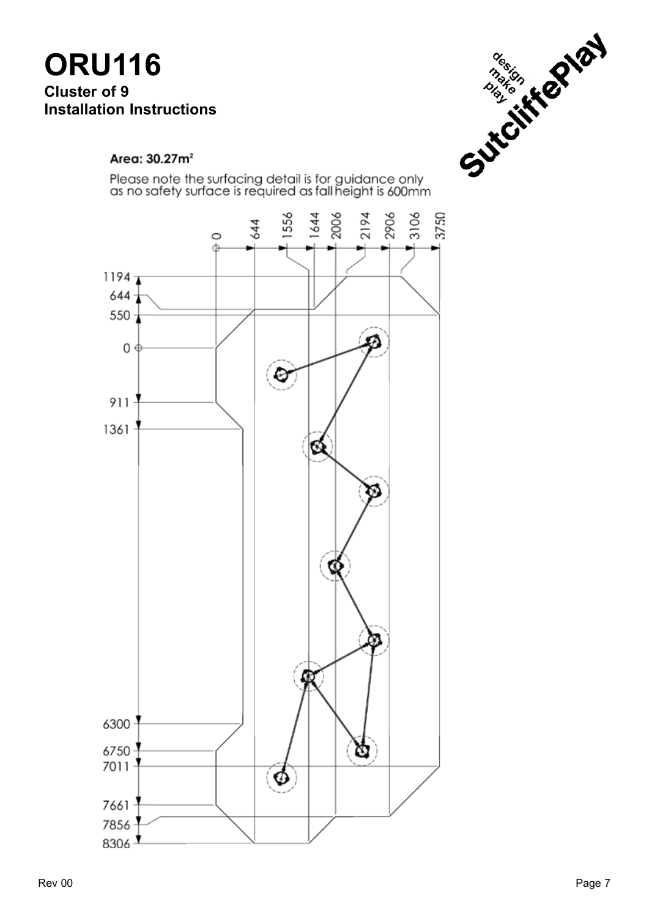# ORU116

**Cluster of 9**
**Installation Instructions**

Area: 30.27m²

Please note the surfacing detail is for guidance only as no safety surface is required as fall height is 600mm

0, 644, 1556, 1644, 2006, 2194, 2906, 3106, 3750

1194, 644, 550, 0, 911, 1361, 6300, 6750, 7011, 7661, 7856, 8306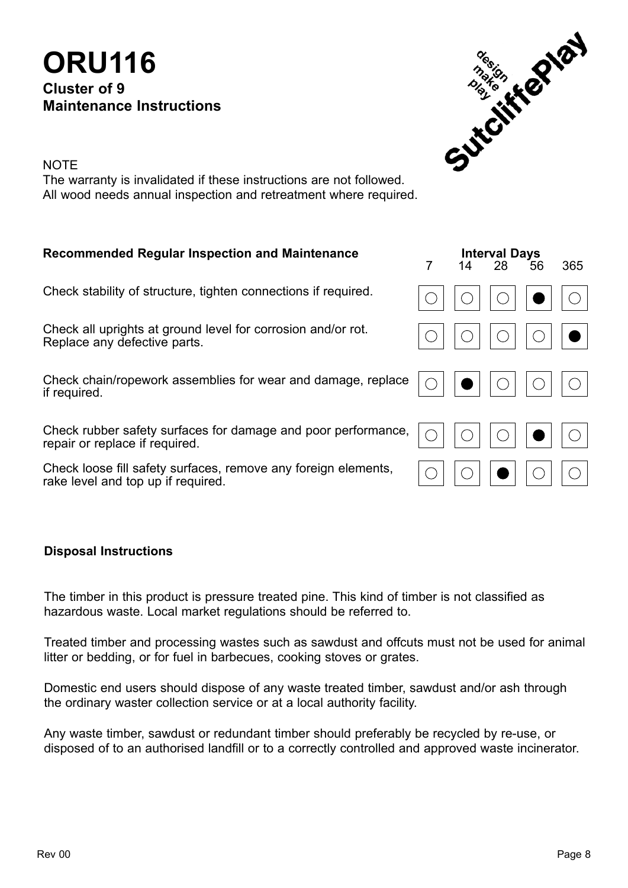# ORU116

## Cluster of 9
## Maintenance Instructions

NOTE
The warranty is invalidated if these instructions are not followed.
All wood needs annual inspection and retreatment where required.

| Recommended Regular Inspection and Maintenance | Interval Days 7 | 14 | 28 | 56 | 365 |
|---|---|---|---|---|---|
| Check stability of structure, tighten connections if required. | ○ | ○ | ○ | ● | ○ |
| Check all uprights at ground level for corrosion and/or rot. Replace any defective parts. | ○ | ○ | ○ | ○ | ● |
| Check chain/ropework assemblies for wear and damage, replace if required. | ○ | ● | ○ | ○ | ○ |
| Check rubber safety surfaces for damage and poor performance, repair or replace if required. | ○ | ○ | ○ | ● | ○ |
| Check loose fill safety surfaces, remove any foreign elements, rake level and top up if required. | ○ | ○ | ● | ○ | ○ |

**Disposal Instructions**

The timber in this product is pressure treated pine. This kind of timber is not classified as hazardous waste. Local market regulations should be referred to.

Treated timber and processing wastes such as sawdust and offcuts must not be used for animal litter or bedding, or for fuel in barbecues, cooking stoves or grates.

Domestic end users should dispose of any waste treated timber, sawdust and/or ash through the ordinary waster collection service or at a local authority facility.

Any waste timber, sawdust or redundant timber should preferably be recycled by re-use, or disposed of to an authorised landfill or to a correctly controlled and approved waste incinerator.

Rev 00